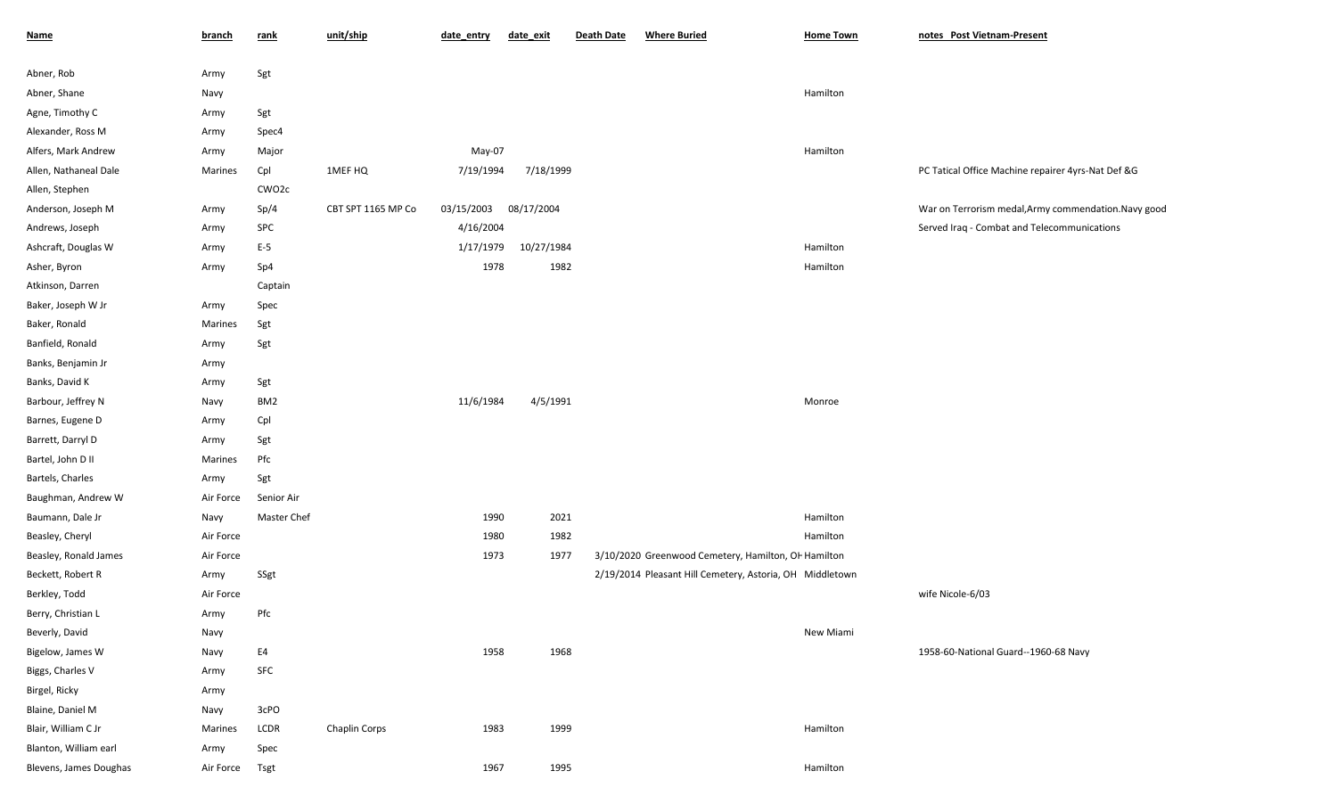| Name | branch | rank | unit/ship | date_entry | date_exit | Death Date | Where Buried | Home Town | notes Post Vietnam-Present |
|---|---|---|---|---|---|---|---|---|---|
| Abner, Rob | Army | Sgt | | | | | | | |
| Abner, Shane | Navy | | | | | | | Hamilton | |
| Agne, Timothy C | Army | Sgt | | | | | | | |
| Alexander, Ross M | Army | Spec4 | | | | | | | |
| Alfers, Mark Andrew | Army | Major | | May-07 | | | | Hamilton | |
| Allen, Nathaneal Dale | Marines | Cpl | 1MEF HQ | 7/19/1994 | 7/18/1999 | | | | PC Tatical Office Machine repairer 4yrs-Nat Def &G |
| Allen, Stephen | | CWO2c | | | | | | | |
| Anderson, Joseph M | Army | Sp/4 | CBT SPT 1165 MP Co | 03/15/2003 | 08/17/2004 | | | | War on Terrorism medal,Army commendation.Navy good |
| Andrews, Joseph | Army | SPC | | 4/16/2004 | | | | | Served Iraq - Combat and Telecommunications |
| Ashcraft, Douglas W | Army | E-5 | | 1/17/1979 | 10/27/1984 | | | Hamilton | |
| Asher, Byron | Army | Sp4 | | 1978 | 1982 | | | Hamilton | |
| Atkinson, Darren | | Captain | | | | | | | |
| Baker, Joseph W Jr | Army | Spec | | | | | | | |
| Baker, Ronald | Marines | Sgt | | | | | | | |
| Banfield, Ronald | Army | Sgt | | | | | | | |
| Banks, Benjamin Jr | Army | | | | | | | | |
| Banks, David K | Army | Sgt | | | | | | | |
| Barbour, Jeffrey N | Navy | BM2 | | 11/6/1984 | 4/5/1991 | | | Monroe | |
| Barnes, Eugene D | Army | Cpl | | | | | | | |
| Barrett, Darryl D | Army | Sgt | | | | | | | |
| Bartel, John D II | Marines | Pfc | | | | | | | |
| Bartels, Charles | Army | Sgt | | | | | | | |
| Baughman, Andrew W | Air Force | Senior Air | | | | | | | |
| Baumann, Dale Jr | Navy | Master Chef | | 1990 | 2021 | | | Hamilton | |
| Beasley, Cheryl | Air Force | | | 1980 | 1982 | | | Hamilton | |
| Beasley, Ronald James | Air Force | | | 1973 | 1977 | 3/10/2020 | Greenwood Cemetery, Hamilton, OH | Hamilton | |
| Beckett, Robert R | Army | SSgt | | | | 2/19/2014 | Pleasant Hill Cemetery, Astoria, OH | Middletown | |
| Berkley, Todd | Air Force | | | | | | | | wife Nicole-6/03 |
| Berry, Christian L | Army | Pfc | | | | | | | |
| Beverly, David | Navy | | | | | | | New Miami | |
| Bigelow, James W | Navy | E4 | | 1958 | 1968 | | | | 1958-60-National Guard--1960-68 Navy |
| Biggs, Charles V | Army | SFC | | | | | | | |
| Birgel, Ricky | Army | | | | | | | | |
| Blaine, Daniel M | Navy | 3cPO | | | | | | | |
| Blair, William C Jr | Marines | LCDR | Chaplin Corps | 1983 | 1999 | | | Hamilton | |
| Blanton, William earl | Army | Spec | | | | | | | |
| Blevens, James Doughas | Air Force | Tsgt | | 1967 | 1995 | | | Hamilton | |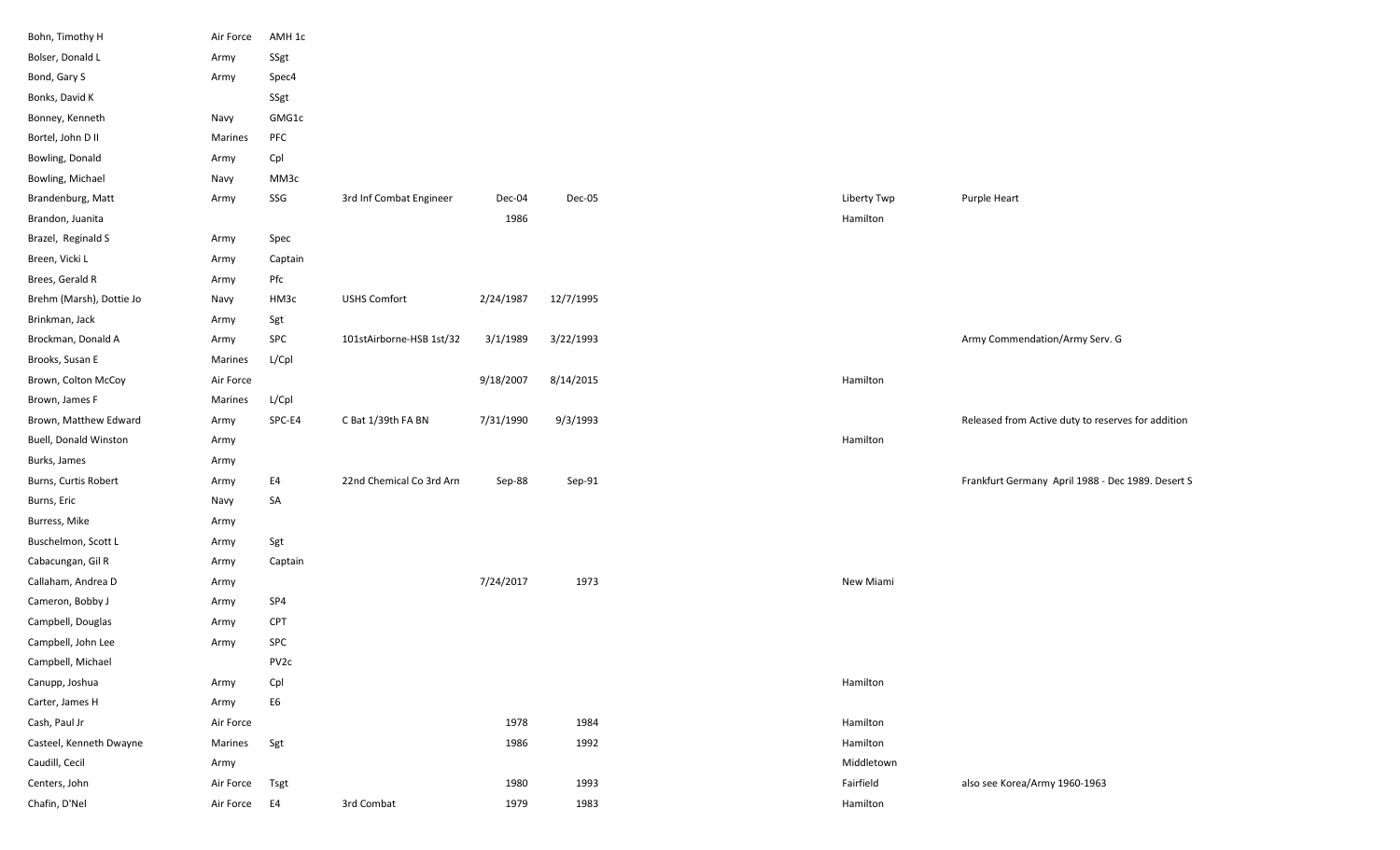| | | | | | | | | |
|---|---|---|---|---|---|---|---|---|
| Bohn, Timothy H | Air Force | AMH 1c | | | | | | |
| Bolser, Donald L | Army | SSgt | | | | | | |
| Bond, Gary S | Army | Spec4 | | | | | | |
| Bonks, David K | | SSgt | | | | | | |
| Bonney, Kenneth | Navy | GMG1c | | | | | | |
| Bortel, John D II | Marines | PFC | | | | | | |
| Bowling, Donald | Army | Cpl | | | | | | |
| Bowling, Michael | Navy | MM3c | | | | | | |
| Brandenburg, Matt | Army | SSG | 3rd Inf Combat Engineer | Dec-04 | Dec-05 | | Liberty Twp | Purple Heart |
| Brandon, Juanita | | | | 1986 | | | Hamilton | |
| Brazel, Reginald S | Army | Spec | | | | | | |
| Breen, Vicki L | Army | Captain | | | | | | |
| Brees, Gerald R | Army | Pfc | | | | | | |
| Brehm (Marsh), Dottie Jo | Navy | HM3c | USHS Comfort | 2/24/1987 | 12/7/1995 | | | |
| Brinkman, Jack | Army | Sgt | | | | | | |
| Brockman, Donald A | Army | SPC | 101stAirborne-HSB 1st/32 | 3/1/1989 | 3/22/1993 | | | Army Commendation/Army Serv. G |
| Brooks, Susan E | Marines | L/Cpl | | | | | | |
| Brown, Colton McCoy | Air Force | | | 9/18/2007 | 8/14/2015 | | Hamilton | |
| Brown, James F | Marines | L/Cpl | | | | | | |
| Brown, Matthew Edward | Army | SPC-E4 | C Bat 1/39th FA BN | 7/31/1990 | 9/3/1993 | | | Released from Active duty to reserves for addition |
| Buell, Donald Winston | Army | | | | | | Hamilton | |
| Burks, James | Army | | | | | | | |
| Burns, Curtis Robert | Army | E4 | 22nd Chemical Co 3rd Arn | Sep-88 | Sep-91 | | | Frankfurt Germany April 1988 - Dec 1989. Desert S |
| Burns, Eric | Navy | SA | | | | | | |
| Burress, Mike | Army | | | | | | | |
| Buschelmon, Scott L | Army | Sgt | | | | | | |
| Cabacungan, Gil R | Army | Captain | | | | | | |
| Callaham, Andrea D | Army | | | 7/24/2017 | 1973 | | New Miami | |
| Cameron, Bobby J | Army | SP4 | | | | | | |
| Campbell, Douglas | Army | CPT | | | | | | |
| Campbell, John Lee | Army | SPC | | | | | | |
| Campbell, Michael | | PV2c | | | | | | |
| Canupp, Joshua | Army | Cpl | | | | | Hamilton | |
| Carter, James H | Army | E6 | | | | | | |
| Cash, Paul Jr | Air Force | | | 1978 | 1984 | | Hamilton | |
| Casteel, Kenneth Dwayne | Marines | Sgt | | 1986 | 1992 | | Hamilton | |
| Caudill, Cecil | Army | | | | | | Middletown | |
| Centers, John | Air Force | Tsgt | | 1980 | 1993 | | Fairfield | also see Korea/Army 1960-1963 |
| Chafin, D'Nel | Air Force | E4 | 3rd Combat | 1979 | 1983 | | Hamilton | |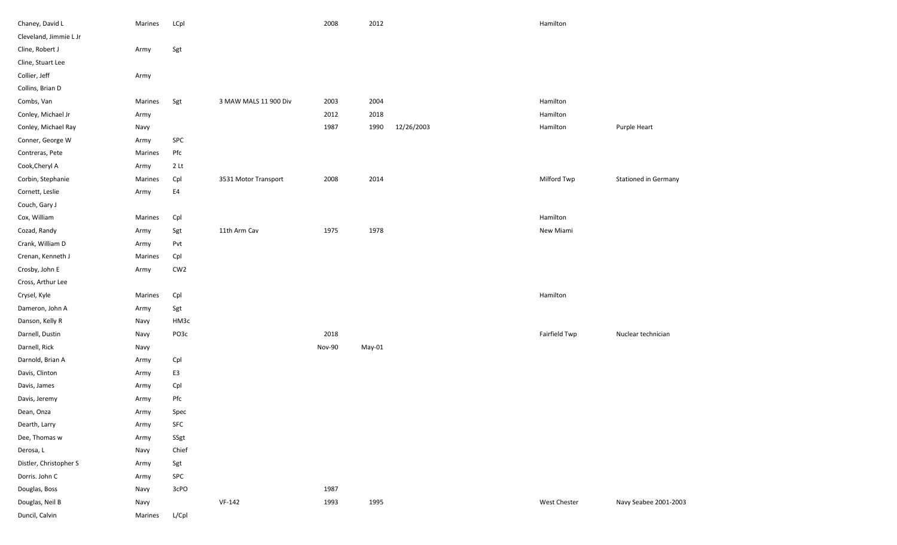| | | | | | | | | | |
|---|---|---|---|---|---|---|---|---|---|
| Chaney, David L | Marines | LCpl | | 2008 | 2012 | | | Hamilton | |
| Cleveland, Jimmie L Jr | | | | | | | | | |
| Cline, Robert J | Army | Sgt | | | | | | | |
| Cline, Stuart Lee | | | | | | | | | |
| Collier, Jeff | Army | | | | | | | | |
| Collins, Brian D | | | | | | | | | |
| Combs, Van | Marines | Sgt | 3 MAW MALS 11 900 Div | 2003 | 2004 | | | Hamilton | |
| Conley, Michael Jr | Army | | | 2012 | 2018 | | | Hamilton | |
| Conley, Michael Ray | Navy | | | 1987 | 1990 | 12/26/2003 | | Hamilton | Purple Heart |
| Conner, George W | Army | SPC | | | | | | | |
| Contreras, Pete | Marines | Pfc | | | | | | | |
| Cook,Cheryl A | Army | 2 Lt | | | | | | | |
| Corbin, Stephanie | Marines | Cpl | 3531 Motor Transport | 2008 | 2014 | | | Milford Twp | Stationed in Germany |
| Cornett, Leslie | Army | E4 | | | | | | | |
| Couch, Gary J | | | | | | | | | |
| Cox, William | Marines | Cpl | | | | | | Hamilton | |
| Cozad, Randy | Army | Sgt | 11th Arm Cav | 1975 | 1978 | | | New Miami | |
| Crank, William D | Army | Pvt | | | | | | | |
| Crenan, Kenneth J | Marines | Cpl | | | | | | | |
| Crosby, John E | Army | CW2 | | | | | | | |
| Cross, Arthur Lee | | | | | | | | | |
| Crysel, Kyle | Marines | Cpl | | | | | | Hamilton | |
| Dameron, John A | Army | Sgt | | | | | | | |
| Danson, Kelly R | Navy | HM3c | | | | | | | |
| Darnell, Dustin | Navy | PO3c | | 2018 | | | | Fairfield Twp | Nuclear technician |
| Darnell, Rick | Navy | | | Nov-90 | May-01 | | | | |
| Darnold, Brian A | Army | Cpl | | | | | | | |
| Davis, Clinton | Army | E3 | | | | | | | |
| Davis, James | Army | Cpl | | | | | | | |
| Davis, Jeremy | Army | Pfc | | | | | | | |
| Dean, Onza | Army | Spec | | | | | | | |
| Dearth, Larry | Army | SFC | | | | | | | |
| Dee, Thomas w | Army | SSgt | | | | | | | |
| Derosa, L | Navy | Chief | | | | | | | |
| Distler, Christopher S | Army | Sgt | | | | | | | |
| Dorris. John C | Army | SPC | | | | | | | |
| Douglas, Boss | Navy | 3cPO | | 1987 | | | | | |
| Douglas, Neil B | Navy | | VF-142 | 1993 | 1995 | | | West Chester | Navy Seabee 2001-2003 |
| Duncil, Calvin | Marines | L/Cpl | | | | | | | |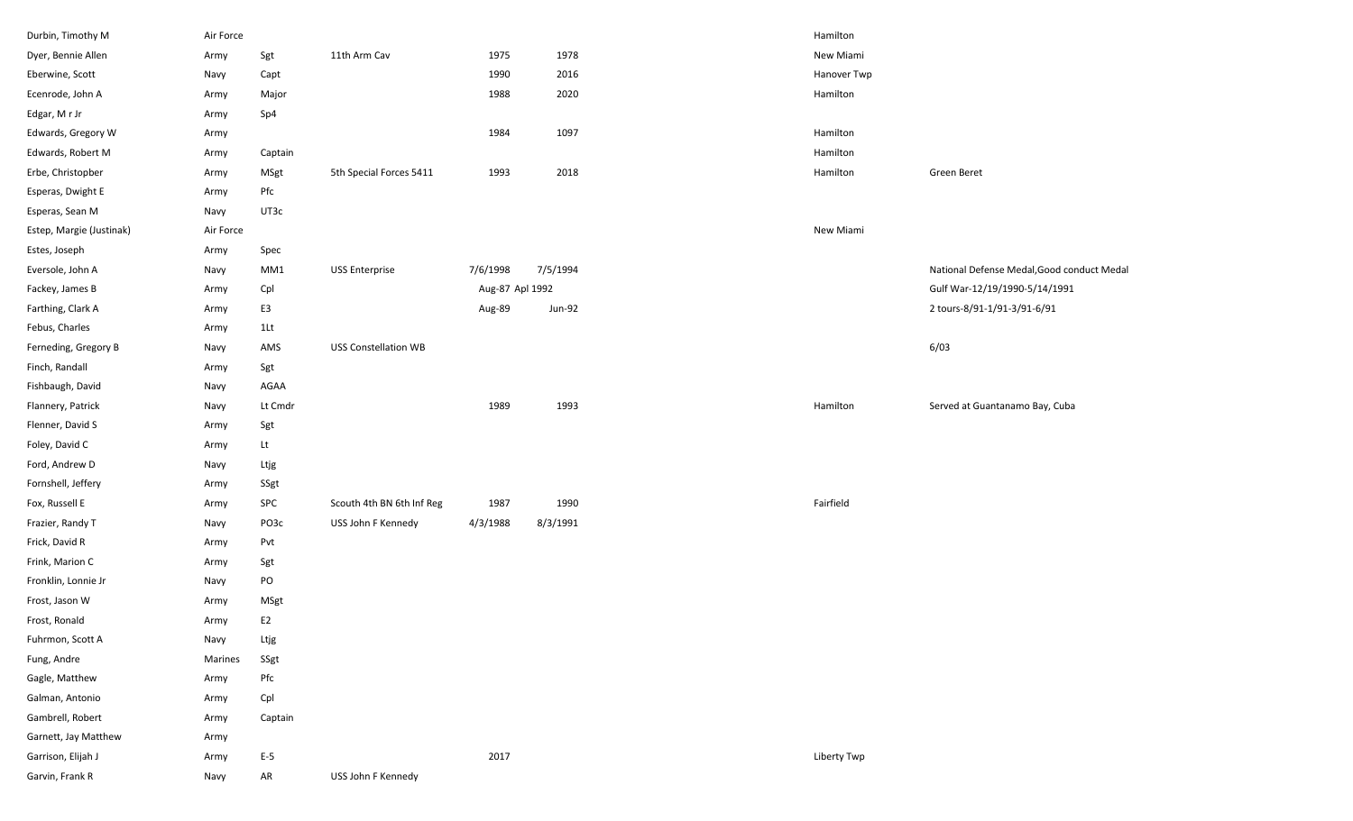| | | | | | | | |
|---|---|---|---|---|---|---|---|
| Durbin, Timothy M | Air Force | | | | | Hamilton | |
| Dyer, Bennie Allen | Army | Sgt | 11th Arm Cav | 1975 | 1978 | New Miami | |
| Eberwine, Scott | Navy | Capt | | 1990 | 2016 | Hanover Twp | |
| Ecenrode, John A | Army | Major | | 1988 | 2020 | Hamilton | |
| Edgar, M r Jr | Army | Sp4 | | | | | |
| Edwards, Gregory W | Army | | | 1984 | 1097 | Hamilton | |
| Edwards, Robert M | Army | Captain | | | | Hamilton | |
| Erbe, Christopber | Army | MSgt | 5th Special Forces 5411 | 1993 | 2018 | Hamilton | Green Beret |
| Esperas, Dwight E | Army | Pfc | | | | | |
| Esperas, Sean M | Navy | UT3c | | | | | |
| Estep, Margie (Justinak) | Air Force | | | | | New Miami | |
| Estes, Joseph | Army | Spec | | | | | |
| Eversole, John A | Navy | MM1 | USS Enterprise | 7/6/1998 | 7/5/1994 | | National Defense Medal,Good conduct Medal |
| Fackey, James B | Army | Cpl | | Aug-87 | Apl 1992 | | Gulf War-12/19/1990-5/14/1991 |
| Farthing, Clark A | Army | E3 | | Aug-89 | Jun-92 | | 2 tours-8/91-1/91-3/91-6/91 |
| Febus, Charles | Army | 1Lt | | | | | |
| Ferneding, Gregory B | Navy | AMS | USS Constellation WB | | | | 6/03 |
| Finch, Randall | Army | Sgt | | | | | |
| Fishbaugh, David | Navy | AGAA | | | | | |
| Flannery, Patrick | Navy | Lt Cmdr | | 1989 | 1993 | Hamilton | Served at Guantanamo Bay, Cuba |
| Flenner, David S | Army | Sgt | | | | | |
| Foley, David C | Army | Lt | | | | | |
| Ford, Andrew D | Navy | Ltjg | | | | | |
| Fornshell, Jeffery | Army | SSgt | | | | | |
| Fox, Russell E | Army | SPC | Scouth 4th BN 6th Inf Reg | 1987 | 1990 | Fairfield | |
| Frazier, Randy T | Navy | PO3c | USS John F Kennedy | 4/3/1988 | 8/3/1991 | | |
| Frick, David R | Army | Pvt | | | | | |
| Frink, Marion C | Army | Sgt | | | | | |
| Fronklin, Lonnie Jr | Navy | PO | | | | | |
| Frost, Jason W | Army | MSgt | | | | | |
| Frost, Ronald | Army | E2 | | | | | |
| Fuhrmon, Scott A | Navy | Ltjg | | | | | |
| Fung, Andre | Marines | SSgt | | | | | |
| Gagle, Matthew | Army | Pfc | | | | | |
| Galman, Antonio | Army | Cpl | | | | | |
| Gambrell, Robert | Army | Captain | | | | | |
| Garnett, Jay Matthew | Army | | | | | | |
| Garrison, Elijah J | Army | E-5 | | 2017 | | Liberty Twp | |
| Garvin, Frank R | Navy | AR | USS John F Kennedy | | | | |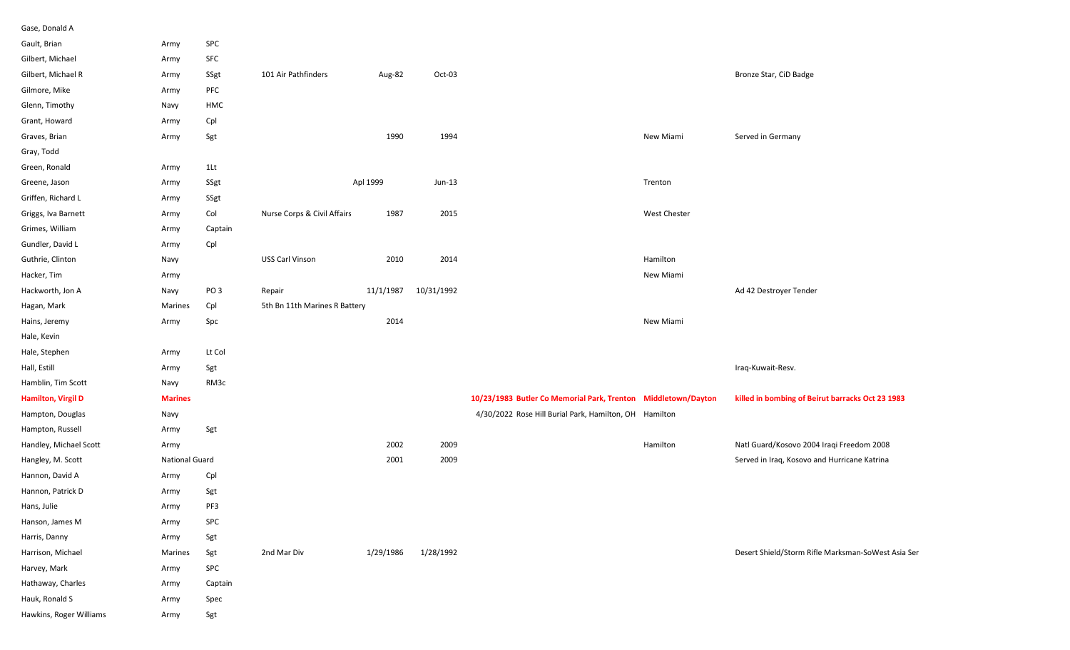| | | | | | | | | |
|---|---|---|---|---|---|---|---|---|
| Gase, Donald A | | | | | | | | |
| Gault, Brian | Army | SPC | | | | | | |
| Gilbert, Michael | Army | SFC | | | | | | |
| Gilbert, Michael R | Army | SSgt | 101 Air Pathfinders | Aug-82 | Oct-03 | | | Bronze Star, CiD Badge |
| Gilmore, Mike | Army | PFC | | | | | | |
| Glenn, Timothy | Navy | HMC | | | | | | |
| Grant, Howard | Army | Cpl | | | | | | |
| Graves, Brian | Army | Sgt | | 1990 | 1994 | | New Miami | Served in Germany |
| Gray, Todd | | | | | | | | |
| Green, Ronald | Army | 1Lt | | | | | | |
| Greene, Jason | Army | SSgt | | Apl 1999 | Jun-13 | | Trenton | |
| Griffen, Richard L | Army | SSgt | | | | | | |
| Griggs, Iva Barnett | Army | Col | Nurse Corps & Civil Affairs | 1987 | 2015 | | West Chester | |
| Grimes, William | Army | Captain | | | | | | |
| Gundler, David L | Army | Cpl | | | | | | |
| Guthrie, Clinton | Navy | | USS Carl Vinson | 2010 | 2014 | | Hamilton | |
| Hacker, Tim | Army | | | | | | New Miami | |
| Hackworth, Jon A | Navy | PO 3 | Repair | 11/1/1987 | 10/31/1992 | | | Ad 42 Destroyer Tender |
| Hagan, Mark | Marines | Cpl | 5th Bn 11th Marines R Battery | | | | | |
| Hains, Jeremy | Army | Spc | | 2014 | | | New Miami | |
| Hale, Kevin | | | | | | | | |
| Hale, Stephen | Army | Lt Col | | | | | | |
| Hall, Estill | Army | Sgt | | | | | | Iraq-Kuwait-Resv. |
| Hamblin, Tim Scott | Navy | RM3c | | | | | | |
| **Hamilton, Virgil D** | **Marines** | | | | | **10/23/1983 Butler Co Memorial Park, Trenton** | **Middletown/Dayton** | **killed in bombing of Beirut barracks Oct 23 1983** |
| Hampton, Douglas | Navy | | | | | 4/30/2022 Rose Hill Burial Park, Hamilton, OH | Hamilton | |
| Hampton, Russell | Army | Sgt | | | | | | |
| Handley, Michael Scott | Army | | | 2002 | 2009 | | Hamilton | Natl Guard/Kosovo 2004 Iraqi Freedom 2008 |
| Hangley, M. Scott | National Guard | | | 2001 | 2009 | | | Served in Iraq, Kosovo and Hurricane Katrina |
| Hannon, David A | Army | Cpl | | | | | | |
| Hannon, Patrick D | Army | Sgt | | | | | | |
| Hans, Julie | Army | PF3 | | | | | | |
| Hanson, James M | Army | SPC | | | | | | |
| Harris, Danny | Army | Sgt | | | | | | |
| Harrison, Michael | Marines | Sgt | 2nd Mar Div | 1/29/1986 | 1/28/1992 | | | Desert Shield/Storm Rifle Marksman-SoWest Asia Ser |
| Harvey, Mark | Army | SPC | | | | | | |
| Hathaway, Charles | Army | Captain | | | | | | |
| Hauk, Ronald S | Army | Spec | | | | | | |
| Hawkins, Roger Williams | Army | Sgt | | | | | | |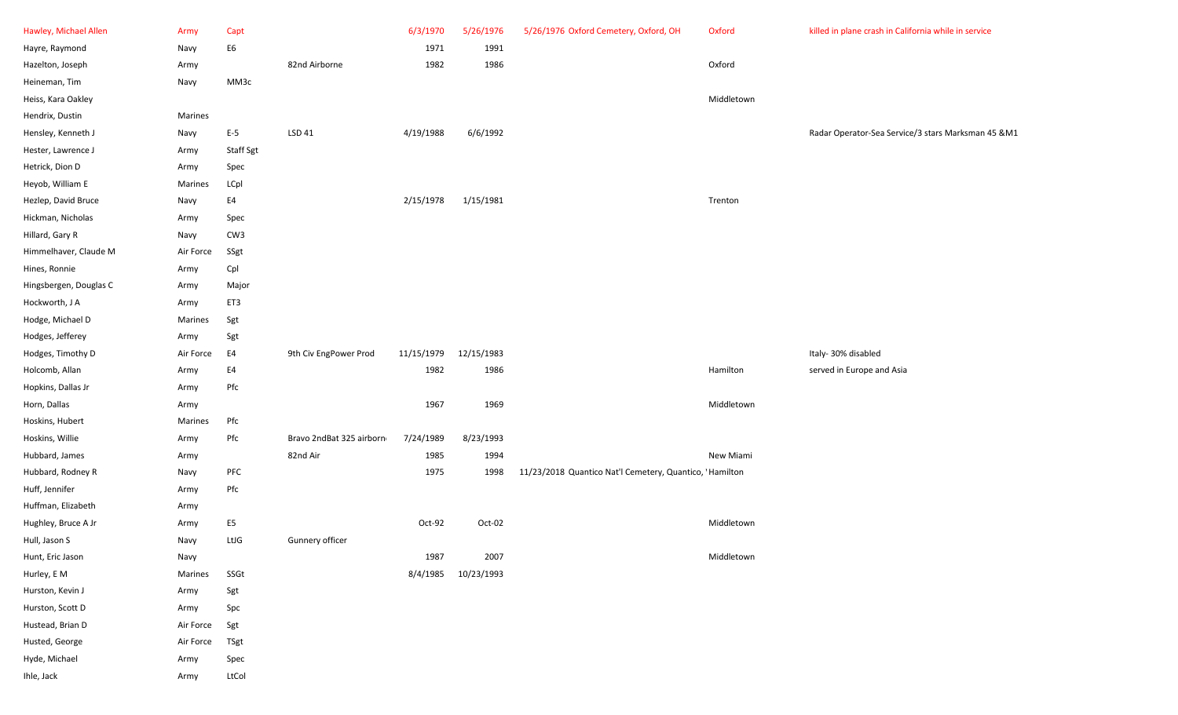| | | | | | | | | |
|---|---|---|---|---|---|---|---|---|
| Hawley, Michael Allen | Army | Capt | | 6/3/1970 | 5/26/1976 | 5/26/1976 Oxford Cemetery, Oxford, OH | Oxford | killed in plane crash in California while in service |
| Hayre, Raymond | Navy | E6 | | 1971 | 1991 | | | |
| Hazelton, Joseph | Army | | 82nd Airborne | 1982 | 1986 | | Oxford | |
| Heineman, Tim | Navy | MM3c | | | | | | |
| Heiss, Kara Oakley | | | | | | | Middletown | |
| Hendrix, Dustin | Marines | | | | | | | |
| Hensley, Kenneth J | Navy | E-5 | LSD 41 | 4/19/1988 | 6/6/1992 | | | Radar Operator-Sea Service/3 stars Marksman 45 &M1 |
| Hester, Lawrence J | Army | Staff Sgt | | | | | | |
| Hetrick, Dion D | Army | Spec | | | | | | |
| Heyob, William E | Marines | LCpl | | | | | | |
| Hezlep, David Bruce | Navy | E4 | | 2/15/1978 | 1/15/1981 | | Trenton | |
| Hickman, Nicholas | Army | Spec | | | | | | |
| Hillard, Gary R | Navy | CW3 | | | | | | |
| Himmelhaver, Claude M | Air Force | SSgt | | | | | | |
| Hines, Ronnie | Army | Cpl | | | | | | |
| Hingsbergen, Douglas C | Army | Major | | | | | | |
| Hockworth, J A | Army | ET3 | | | | | | |
| Hodge, Michael D | Marines | Sgt | | | | | | |
| Hodges, Jefferey | Army | Sgt | | | | | | |
| Hodges, Timothy D | Air Force | E4 | 9th Civ EngPower Prod | 11/15/1979 | 12/15/1983 | | | Italy- 30% disabled |
| Holcomb, Allan | Army | E4 | | 1982 | 1986 | | Hamilton | served in Europe and Asia |
| Hopkins, Dallas Jr | Army | Pfc | | | | | | |
| Horn, Dallas | Army | | | 1967 | 1969 | | Middletown | |
| Hoskins, Hubert | Marines | Pfc | | | | | | |
| Hoskins, Willie | Army | Pfc | Bravo 2ndBat 325 airborn | 7/24/1989 | 8/23/1993 | | | |
| Hubbard, James | Army | | 82nd Air | 1985 | 1994 | | New Miami | |
| Hubbard, Rodney R | Navy | PFC | | 1975 | 1998 | 11/23/2018 Quantico Nat'l Cemetery, Quantico, ' | Hamilton | |
| Huff, Jennifer | Army | Pfc | | | | | | |
| Huffman, Elizabeth | Army | | | | | | | |
| Hughley, Bruce A Jr | Army | E5 | | Oct-92 | Oct-02 | | Middletown | |
| Hull, Jason S | Navy | LtJG | Gunnery officer | | | | | |
| Hunt, Eric Jason | Navy | | | 1987 | 2007 | | Middletown | |
| Hurley, E M | Marines | SSGt | | 8/4/1985 | 10/23/1993 | | | |
| Hurston, Kevin J | Army | Sgt | | | | | | |
| Hurston, Scott D | Army | Spc | | | | | | |
| Hustead, Brian D | Air Force | Sgt | | | | | | |
| Husted, George | Air Force | TSgt | | | | | | |
| Hyde, Michael | Army | Spec | | | | | | |
| Ihle, Jack | Army | LtCol | | | | | | |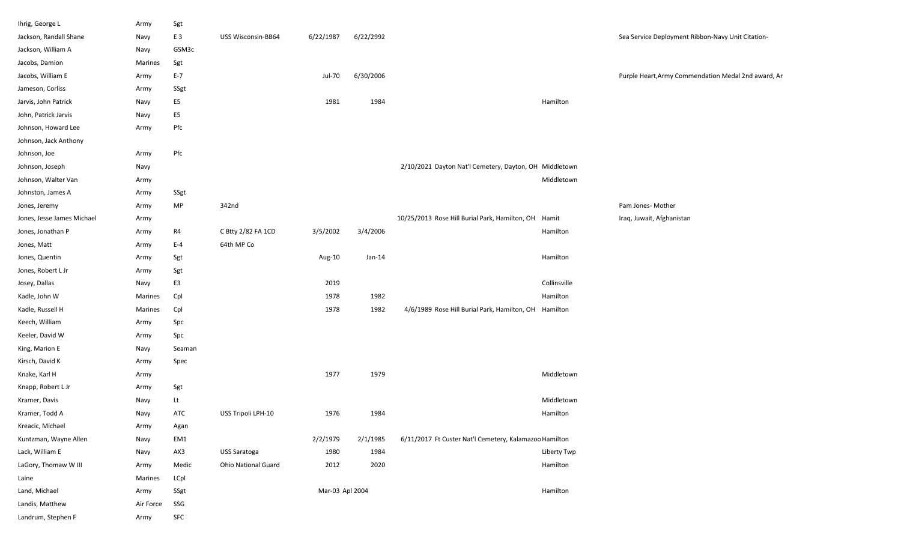| | | | | | | | | | |
|---|---|---|---|---|---|---|---|---|---|
| Ihrig, George L | Army | Sgt | | | | | | | |
| Jackson, Randall Shane | Navy | E 3 | USS Wisconsin-BB64 | 6/22/1987 | 6/22/2992 | | | | Sea Service Deployment Ribbon-Navy Unit Citation- |
| Jackson, William A | Navy | GSM3c | | | | | | | |
| Jacobs, Damion | Marines | Sgt | | | | | | | |
| Jacobs, William E | Army | E-7 | | Jul-70 | 6/30/2006 | | | | Purple Heart,Army Commendation Medal 2nd award, Ar |
| Jameson, Corliss | Army | SSgt | | | | | | | |
| Jarvis, John Patrick | Navy | E5 | | 1981 | 1984 | | | Hamilton | |
| John, Patrick Jarvis | Navy | E5 | | | | | | | |
| Johnson, Howard Lee | Army | Pfc | | | | | | | |
| Johnson, Jack Anthony | | | | | | | | | |
| Johnson, Joe | Army | Pfc | | | | | | | |
| Johnson, Joseph | Navy | | | | | 2/10/2021 | Dayton Nat'l Cemetery, Dayton, OH | Middletown | |
| Johnson, Walter Van | Army | | | | | | | Middletown | |
| Johnston, James A | Army | SSgt | | | | | | | |
| Jones, Jeremy | Army | MP | 342nd | | | | | | Pam Jones- Mother |
| Jones, Jesse James Michael | Army | | | | | 10/25/2013 | Rose Hill Burial Park, Hamilton, OH | Hamit | Iraq, Juwait, Afghanistan |
| Jones, Jonathan P | Army | R4 | C Btty 2/82 FA 1CD | 3/5/2002 | 3/4/2006 | | | Hamilton | |
| Jones, Matt | Army | E-4 | 64th MP Co | | | | | | |
| Jones, Quentin | Army | Sgt | | Aug-10 | Jan-14 | | | Hamilton | |
| Jones, Robert L Jr | Army | Sgt | | | | | | | |
| Josey, Dallas | Navy | E3 | | 2019 | | | | Collinsville | |
| Kadle, John W | Marines | Cpl | | 1978 | 1982 | | | Hamilton | |
| Kadle, Russell H | Marines | Cpl | | 1978 | 1982 | 4/6/1989 | Rose Hill Burial Park, Hamilton, OH | Hamilton | |
| Keech, William | Army | Spc | | | | | | | |
| Keeler, David W | Army | Spc | | | | | | | |
| King, Marion E | Navy | Seaman | | | | | | | |
| Kirsch, David K | Army | Spec | | | | | | | |
| Knake, Karl H | Army | | | 1977 | 1979 | | | Middletown | |
| Knapp, Robert L Jr | Army | Sgt | | | | | | | |
| Kramer, Davis | Navy | Lt | | | | | | Middletown | |
| Kramer, Todd A | Navy | ATC | USS Tripoli LPH-10 | 1976 | 1984 | | | Hamilton | |
| Kreacic, Michael | Army | Agan | | | | | | | |
| Kuntzman, Wayne Allen | Navy | EM1 | | 2/2/1979 | 2/1/1985 | 6/11/2017 | Ft Custer Nat'l Cemetery, Kalamazoo | Hamilton | |
| Lack, William E | Navy | AX3 | USS Saratoga | 1980 | 1984 | | | Liberty Twp | |
| LaGory, Thomaw W III | Army | Medic | Ohio National Guard | 2012 | 2020 | | | Hamilton | |
| Laine | Marines | LCpl | | | | | | | |
| Land, Michael | Army | SSgt | | Mar-03 | Apl 2004 | | | Hamilton | |
| Landis, Matthew | Air Force | SSG | | | | | | | |
| Landrum, Stephen F | Army | SFC | | | | | | | |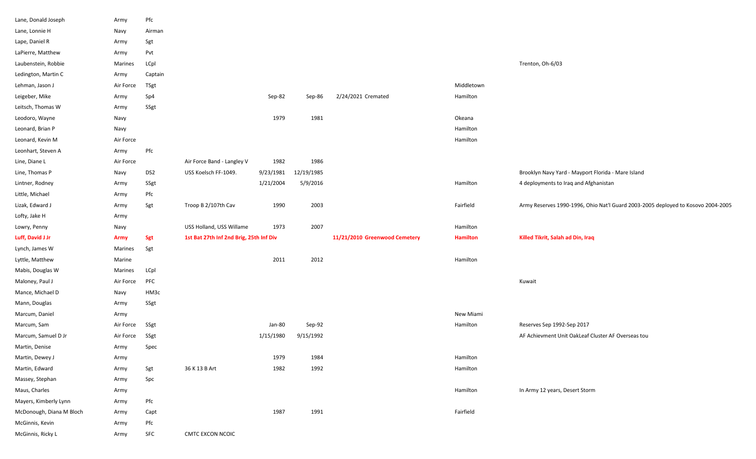| | | | | | | | | |
|---|---|---|---|---|---|---|---|---|
| Lane, Donald Joseph | Army | Pfc | | | | | | |
| Lane, Lonnie H | Navy | Airman | | | | | | |
| Lape, Daniel R | Army | Sgt | | | | | | |
| LaPierre, Matthew | Army | Pvt | | | | | | |
| Laubenstein, Robbie | Marines | LCpl | | | | | | Trenton, Oh-6/03 |
| Ledington, Martin C | Army | Captain | | | | | | |
| Lehman, Jason J | Air Force | TSgt | | | | | Middletown | |
| Leigeber, Mike | Army | Sp4 | | Sep-82 | Sep-86 | 2/24/2021 Cremated | Hamilton | |
| Leitsch, Thomas W | Army | SSgt | | | | | | |
| Leodoro, Wayne | Navy | | | 1979 | 1981 | | Okeana | |
| Leonard, Brian P | Navy | | | | | | Hamilton | |
| Leonard, Kevin M | Air Force | | | | | | Hamilton | |
| Leonhart, Steven A | Army | Pfc | | | | | | |
| Line, Diane L | Air Force | | Air Force Band - Langley V | 1982 | 1986 | | | |
| Line, Thomas P | Navy | DS2 | USS Koelsch FF-1049. | 9/23/1981 | 12/19/1985 | | | Brooklyn Navy Yard - Mayport Florida - Mare Island |
| Lintner, Rodney | Army | SSgt | | 1/21/2004 | 5/9/2016 | | Hamilton | 4 deployments to Iraq and Afghanistan |
| Little, Michael | Army | Pfc | | | | | | |
| Lizak, Edward J | Army | Sgt | Troop B 2/107th Cav | 1990 | 2003 | | Fairfield | Army Reserves 1990-1996, Ohio Nat'l Guard 2003-2005 deployed to Kosovo 2004-2005 |
| Lofty, Jake H | Army | | | | | | | |
| Lowry, Penny | Navy | | USS Holland, USS Willame | 1973 | 2007 | | Hamilton | |
| **Luff, David J Jr** | **Army** | **Sgt** | **1st Bat 27th Inf 2nd Brig, 25th Inf Div** | | | **11/21/2010 Greenwood Cemetery** | **Hamilton** | **Killed Tikrit, Salah ad Din, Iraq** |
| Lynch, James W | Marines | Sgt | | | | | | |
| Lyttle, Matthew | Marine | | | 2011 | 2012 | | Hamilton | |
| Mabis, Douglas W | Marines | LCpl | | | | | | |
| Maloney, Paul J | Air Force | PFC | | | | | | Kuwait |
| Mance, Michael D | Navy | HM3c | | | | | | |
| Mann, Douglas | Army | SSgt | | | | | | |
| Marcum, Daniel | Army | | | | | | New Miami | |
| Marcum, Sam | Air Force | SSgt | | Jan-80 | Sep-92 | | Hamilton | Reserves Sep 1992-Sep 2017 |
| Marcum, Samuel D Jr | Air Force | SSgt | | 1/15/1980 | 9/15/1992 | | | AF Achievment Unit OakLeaf Cluster AF Overseas tou |
| Martin, Denise | Army | Spec | | | | | | |
| Martin, Dewey J | Army | | | 1979 | 1984 | | Hamilton | |
| Martin, Edward | Army | Sgt | 36 K 13 B Art | 1982 | 1992 | | Hamilton | |
| Massey, Stephan | Army | Spc | | | | | | |
| Maus, Charles | Army | | | | | | Hamilton | In Army 12 years, Desert Storm |
| Mayers, Kimberly Lynn | Army | Pfc | | | | | | |
| McDonough, Diana M Bloch | Army | Capt | | 1987 | 1991 | | Fairfield | |
| McGinnis, Kevin | Army | Pfc | | | | | | |
| McGinnis, Ricky L | Army | SFC | CMTC EXCON NCOIC | | | | | |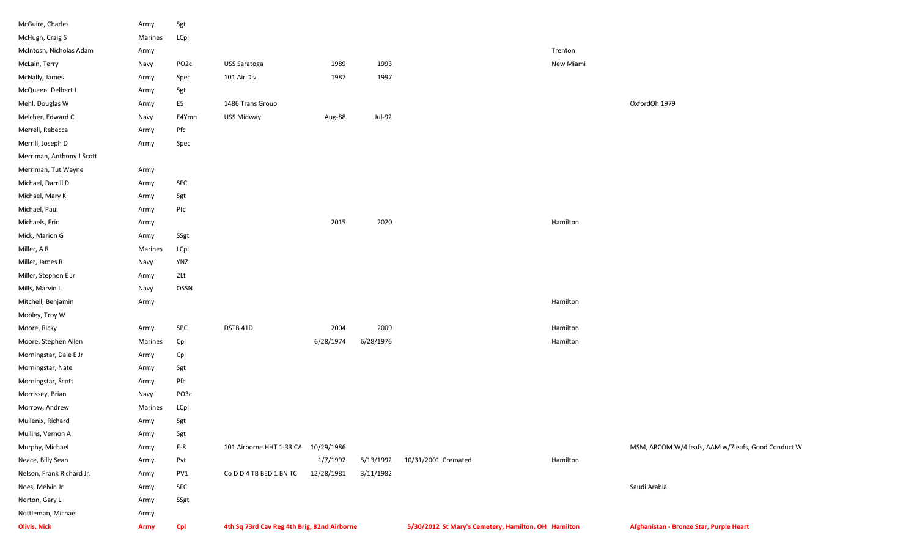| | | | | | | | | |
|---|---|---|---|---|---|---|---|---|
| McGuire, Charles | Army | Sgt | | | | | | |
| McHugh, Craig S | Marines | LCpl | | | | | | |
| McIntosh, Nicholas Adam | Army | | | | | | Trenton | |
| McLain, Terry | Navy | PO2c | USS Saratoga | 1989 | 1993 | | New Miami | |
| McNally, James | Army | Spec | 101 Air Div | 1987 | 1997 | | | |
| McQueen. Delbert L | Army | Sgt | | | | | | |
| Mehl, Douglas W | Army | E5 | 1486 Trans Group | | | | | OxfordOh 1979 |
| Melcher, Edward C | Navy | E4Ymn | USS Midway | Aug-88 | Jul-92 | | | |
| Merrell, Rebecca | Army | Pfc | | | | | | |
| Merrill, Joseph D | Army | Spec | | | | | | |
| Merriman, Anthony J Scott | | | | | | | | |
| Merriman, Tut Wayne | Army | | | | | | | |
| Michael, Darrill D | Army | SFC | | | | | | |
| Michael, Mary K | Army | Sgt | | | | | | |
| Michael, Paul | Army | Pfc | | | | | | |
| Michaels, Eric | Army | | | 2015 | 2020 | | Hamilton | |
| Mick, Marion G | Army | SSgt | | | | | | |
| Miller, A R | Marines | LCpl | | | | | | |
| Miller, James R | Navy | YNZ | | | | | | |
| Miller, Stephen E Jr | Army | 2Lt | | | | | | |
| Mills, Marvin L | Navy | OSSN | | | | | | |
| Mitchell, Benjamin | Army | | | | | | Hamilton | |
| Mobley, Troy W | | | | | | | | |
| Moore, Ricky | Army | SPC | DSTB 41D | 2004 | 2009 | | Hamilton | |
| Moore, Stephen Allen | Marines | Cpl | | 6/28/1974 | 6/28/1976 | | Hamilton | |
| Morningstar, Dale E Jr | Army | Cpl | | | | | | |
| Morningstar, Nate | Army | Sgt | | | | | | |
| Morningstar, Scott | Army | Pfc | | | | | | |
| Morrissey, Brian | Navy | PO3c | | | | | | |
| Morrow, Andrew | Marines | LCpl | | | | | | |
| Mullenix, Richard | Army | Sgt | | | | | | |
| Mullins, Vernon A | Army | Sgt | | | | | | |
| Murphy, Michael | Army | E-8 | 101 Airborne HHT 1-33 CA | 10/29/1986 | | | | MSM, ARCOM W/4 leafs, AAM w/7leafs, Good Conduct W |
| Neace, Billy Sean | Army | Pvt | | 1/7/1992 | 5/13/1992 | 10/31/2001 Cremated | Hamilton | |
| Nelson, Frank Richard Jr. | Army | PV1 | Co D D 4 TB BED 1 BN TC | 12/28/1981 | 3/11/1982 | | | |
| Noes, Melvin Jr | Army | SFC | | | | | | Saudi Arabia |
| Norton, Gary L | Army | SSgt | | | | | | |
| Nottleman, Michael | Army | | | | | | | |
| **Olivis, Nick** | **Army** | **Cpl** | **4th Sq 73rd Cav Reg 4th Brig, 82nd Airborne** | | | **5/30/2012 St Mary's Cemetery, Hamilton, OH** | **Hamilton** | **Afghanistan - Bronze Star, Purple Heart** |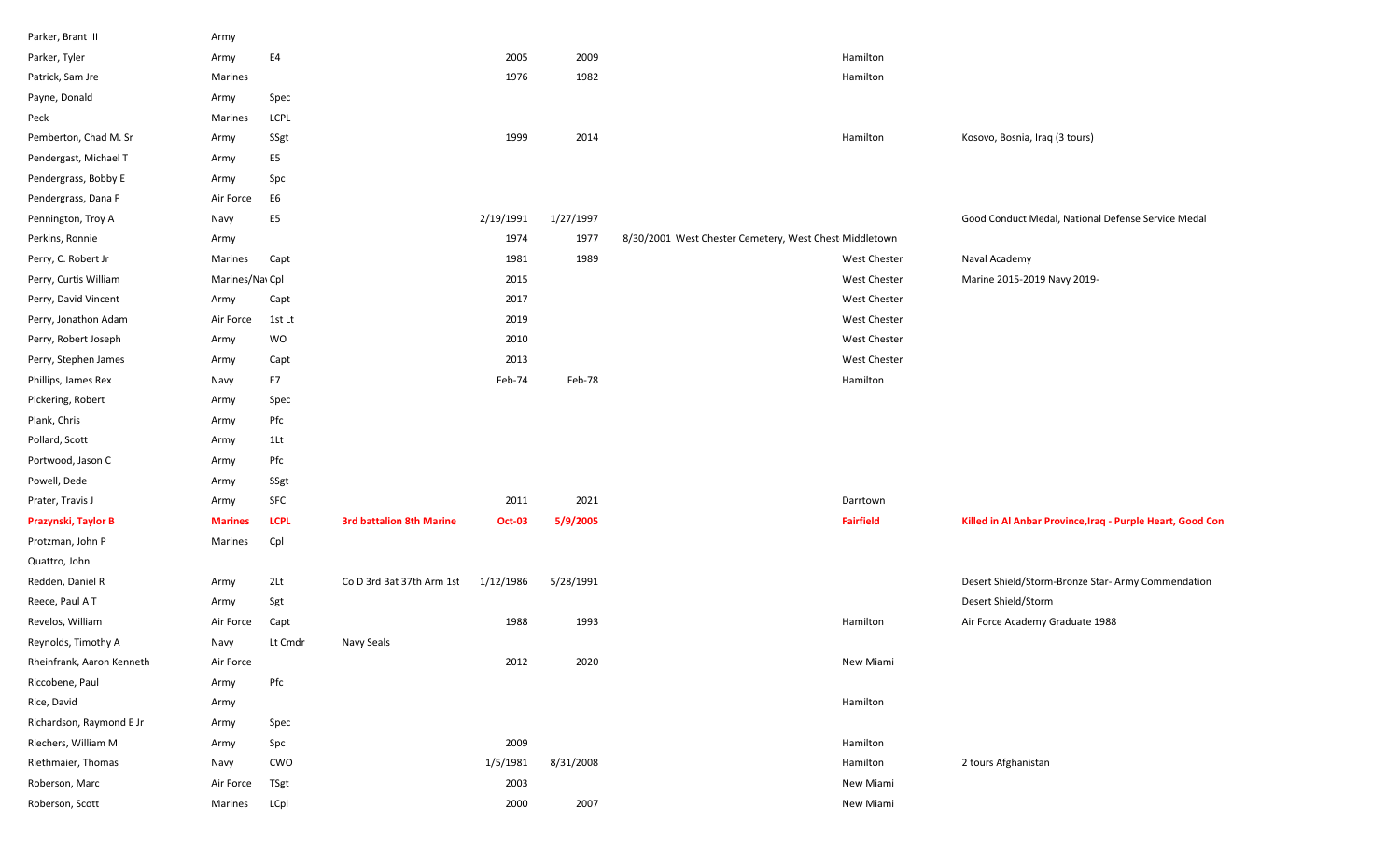| Parker, Brant III | Army | | | | | | | |
|---|---|---|---|---|---|---|---|---|
| Parker, Tyler | Army | E4 | | 2005 | 2009 | | Hamilton | |
| Patrick, Sam Jre | Marines | | | 1976 | 1982 | | Hamilton | |
| Payne, Donald | Army | Spec | | | | | | |
| Peck | Marines | LCPL | | | | | | |
| Pemberton, Chad M. Sr | Army | SSgt | | 1999 | 2014 | | Hamilton | Kosovo, Bosnia, Iraq (3 tours) |
| Pendergast, Michael T | Army | E5 | | | | | | |
| Pendergrass, Bobby E | Army | Spc | | | | | | |
| Pendergrass, Dana F | Air Force | E6 | | | | | | |
| Pennington, Troy A | Navy | E5 | | 2/19/1991 | 1/27/1997 | | | Good Conduct Medal, National Defense Service Medal |
| Perkins, Ronnie | Army | | | 1974 | 1977 | 8/30/2001 West Chester Cemetery, West Chest Middletown | | |
| Perry, C. Robert Jr | Marines | Capt | | 1981 | 1989 | | West Chester | Naval Academy |
| Perry, Curtis William | Marines/Nav | Cpl | | 2015 | | | West Chester | Marine 2015-2019 Navy 2019- |
| Perry, David Vincent | Army | Capt | | 2017 | | | West Chester | |
| Perry, Jonathon Adam | Air Force | 1st Lt | | 2019 | | | West Chester | |
| Perry, Robert Joseph | Army | WO | | 2010 | | | West Chester | |
| Perry, Stephen James | Army | Capt | | 2013 | | | West Chester | |
| Phillips, James Rex | Navy | E7 | | Feb-74 | Feb-78 | | Hamilton | |
| Pickering, Robert | Army | Spec | | | | | | |
| Plank, Chris | Army | Pfc | | | | | | |
| Pollard, Scott | Army | 1Lt | | | | | | |
| Portwood, Jason C | Army | Pfc | | | | | | |
| Powell, Dede | Army | SSgt | | | | | | |
| Prater, Travis J | Army | SFC | | 2011 | 2021 | | Darrtown | |
| **Prazynski, Taylor B** | **Marines** | **LCPL** | **3rd battalion 8th Marine** | **Oct-03** | **5/9/2005** | | **Fairfield** | **Killed in Al Anbar Province,Iraq - Purple Heart, Good Con** |
| Protzman, John P | Marines | Cpl | | | | | | |
| Quattro, John | | | | | | | | |
| Redden, Daniel R | Army | 2Lt | Co D 3rd Bat 37th Arm 1st | 1/12/1986 | 5/28/1991 | | | Desert Shield/Storm-Bronze Star- Army Commendation |
| Reece, Paul A T | Army | Sgt | | | | | | Desert Shield/Storm |
| Revelos, William | Air Force | Capt | | 1988 | 1993 | | Hamilton | Air Force Academy Graduate 1988 |
| Reynolds, Timothy A | Navy | Lt Cmdr | Navy Seals | | | | | |
| Rheinfrank, Aaron Kenneth | Air Force | | | 2012 | 2020 | | New Miami | |
| Riccobene, Paul | Army | Pfc | | | | | | |
| Rice, David | Army | | | | | | Hamilton | |
| Richardson, Raymond E Jr | Army | Spec | | | | | | |
| Riechers, William M | Army | Spc | | 2009 | | | Hamilton | |
| Riethmaier, Thomas | Navy | CWO | | 1/5/1981 | 8/31/2008 | | Hamilton | 2 tours Afghanistan |
| Roberson, Marc | Air Force | TSgt | | 2003 | | | New Miami | |
| Roberson, Scott | Marines | LCpl | | 2000 | 2007 | | New Miami | |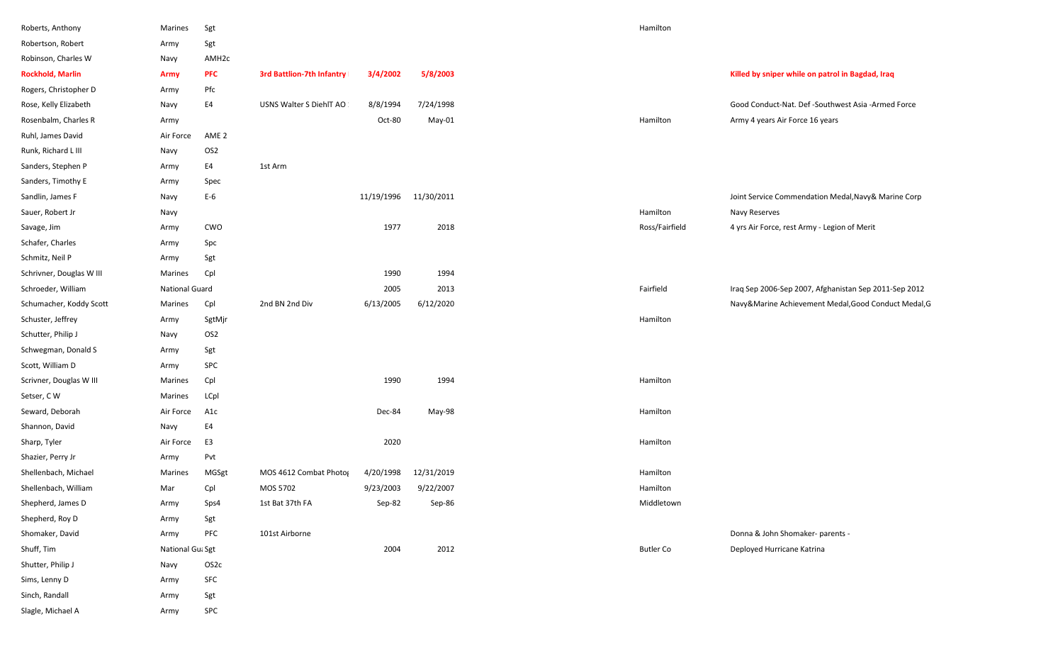| Name | Branch | Rank | Unit | Start | End | Location | Notes |
|---|---|---|---|---|---|---|---|
| Roberts, Anthony | Marines | Sgt | | | | Hamilton | |
| Robertson, Robert | Army | Sgt | | | | | |
| Robinson, Charles W | Navy | AMH2c | | | | | |
| **Rockhold, Marlin** | **Army** | **PFC** | **3rd Battlion-7th Infantry** | **3/4/2002** | **5/8/2003** | | **Killed by sniper while on patrol in Bagdad, Iraq** |
| Rogers, Christopher D | Army | Pfc | | | | | |
| Rose, Kelly Elizabeth | Navy | E4 | USNS Walter S DiehlT AO | 8/8/1994 | 7/24/1998 | | Good Conduct-Nat. Def -Southwest Asia -Armed Force |
| Rosenbalm, Charles R | Army | | | Oct-80 | May-01 | Hamilton | Army 4 years Air Force 16 years |
| Ruhl, James David | Air Force | AME 2 | | | | | |
| Runk, Richard L III | Navy | OS2 | | | | | |
| Sanders, Stephen P | Army | E4 | 1st Arm | | | | |
| Sanders, Timothy E | Army | Spec | | | | | |
| Sandlin, James F | Navy | E-6 | | 11/19/1996 | 11/30/2011 | | Joint Service Commendation Medal,Navy& Marine Corp |
| Sauer, Robert Jr | Navy | | | | | Hamilton | Navy Reserves |
| Savage, Jim | Army | CWO | | 1977 | 2018 | Ross/Fairfield | 4 yrs Air Force, rest Army - Legion of Merit |
| Schafer, Charles | Army | Spc | | | | | |
| Schmitz, Neil P | Army | Sgt | | | | | |
| Schrivner, Douglas W III | Marines | Cpl | | 1990 | 1994 | | |
| Schroeder, William | National Guard | | | 2005 | 2013 | Fairfield | Iraq Sep 2006-Sep 2007, Afghanistan Sep 2011-Sep 2012 |
| Schumacher, Koddy Scott | Marines | Cpl | 2nd BN 2nd Div | 6/13/2005 | 6/12/2020 | | Navy&Marine Achievement Medal,Good Conduct Medal,G |
| Schuster, Jeffrey | Army | SgtMjr | | | | Hamilton | |
| Schutter, Philip J | Navy | OS2 | | | | | |
| Schwegman, Donald S | Army | Sgt | | | | | |
| Scott, William D | Army | SPC | | | | | |
| Scrivner, Douglas W III | Marines | Cpl | | 1990 | 1994 | Hamilton | |
| Setser, C W | Marines | LCpl | | | | | |
| Seward, Deborah | Air Force | A1c | | Dec-84 | May-98 | Hamilton | |
| Shannon, David | Navy | E4 | | | | | |
| Sharp, Tyler | Air Force | E3 | | 2020 | | Hamilton | |
| Shazier, Perry Jr | Army | Pvt | | | | | |
| Shellenbach, Michael | Marines | MGSgt | MOS 4612 Combat Photog | 4/20/1998 | 12/31/2019 | Hamilton | |
| Shellenbach, William | Mar | Cpl | MOS 5702 | 9/23/2003 | 9/22/2007 | Hamilton | |
| Shepherd, James D | Army | Sps4 | 1st Bat 37th FA | Sep-82 | Sep-86 | Middletown | |
| Shepherd, Roy D | Army | Sgt | | | | | |
| Shomaker, David | Army | PFC | 101st Airborne | | | | Donna & John Shomaker- parents - |
| Shuff, Tim | National Gua | Sgt | | 2004 | 2012 | Butler Co | Deployed Hurricane Katrina |
| Shutter, Philip J | Navy | OS2c | | | | | |
| Sims, Lenny D | Army | SFC | | | | | |
| Sinch, Randall | Army | Sgt | | | | | |
| Slagle, Michael A | Army | SPC | | | | | |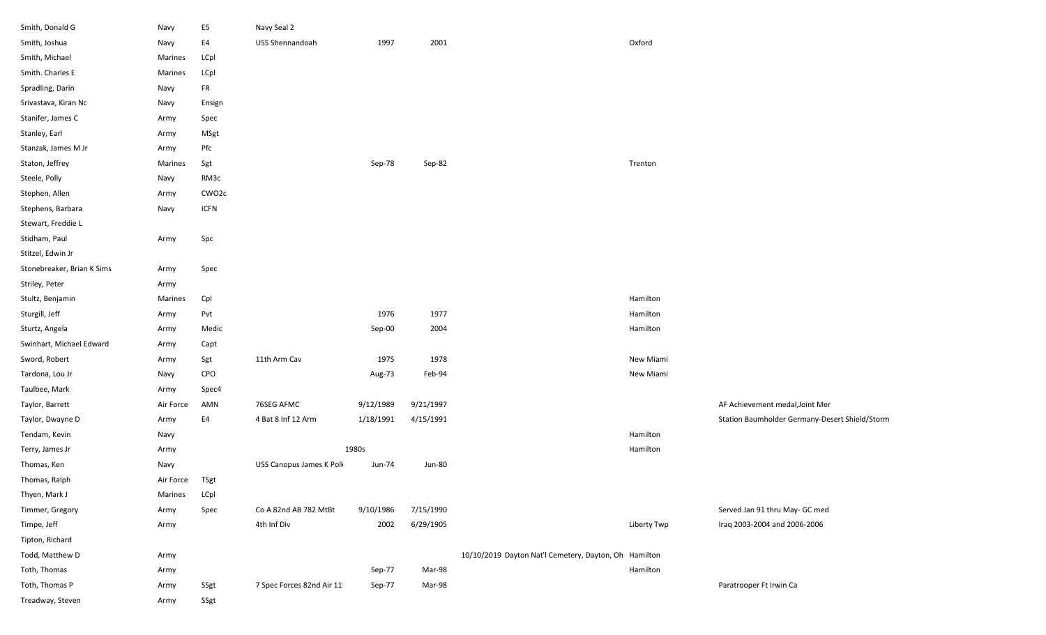| | | | | | | | | |
|---|---|---|---|---|---|---|---|---|
| Smith, Donald G | Navy | E5 | Navy Seal 2 | | | | | |
| Smith, Joshua | Navy | E4 | USS Shennandoah | 1997 | 2001 | | Oxford | |
| Smith, Michael | Marines | LCpl | | | | | | |
| Smith. Charles E | Marines | LCpl | | | | | | |
| Spradling, Darin | Navy | FR | | | | | | |
| Srivastava, Kiran Nc | Navy | Ensign | | | | | | |
| Stanifer, James C | Army | Spec | | | | | | |
| Stanley, Earl | Army | MSgt | | | | | | |
| Stanzak, James M Jr | Army | Pfc | | | | | | |
| Staton, Jeffrey | Marines | Sgt | | Sep-78 | Sep-82 | | Trenton | |
| Steele, Polly | Navy | RM3c | | | | | | |
| Stephen, Allen | Army | CWO2c | | | | | | |
| Stephens, Barbara | Navy | ICFN | | | | | | |
| Stewart, Freddie L | | | | | | | | |
| Stidham, Paul | Army | Spc | | | | | | |
| Stitzel, Edwin Jr | | | | | | | | |
| Stonebreaker, Brian K Sims | Army | Spec | | | | | | |
| Striley, Peter | Army | | | | | | | |
| Stultz, Benjamin | Marines | Cpl | | | | | Hamilton | |
| Sturgill, Jeff | Army | Pvt | | 1976 | 1977 | | Hamilton | |
| Sturtz, Angela | Army | Medic | | Sep-00 | 2004 | | Hamilton | |
| Swinhart, Michael Edward | Army | Capt | | | | | | |
| Sword, Robert | Army | Sgt | 11th Arm Cav | 1975 | 1978 | | New Miami | |
| Tardona, Lou Jr | Navy | CPO | | Aug-73 | Feb-94 | | New Miami | |
| Taulbee, Mark | Army | Spec4 | | | | | | |
| Taylor, Barrett | Air Force | AMN | 76SEG AFMC | 9/12/1989 | 9/21/1997 | | | AF Achievement medal,Joint Mer |
| Taylor, Dwayne D | Army | E4 | 4 Bat 8 Inf 12 Arm | 1/18/1991 | 4/15/1991 | | | Station Baumholder Germany-Desert Shield/Storm |
| Tendam, Kevin | Navy | | | | | | Hamilton | |
| Terry, James Jr | Army | | | 1980s | | | Hamilton | |
| Thomas, Ken | Navy | | USS Canopus James K Polk | Jun-74 | Jun-80 | | | |
| Thomas, Ralph | Air Force | TSgt | | | | | | |
| Thyen, Mark J | Marines | LCpl | | | | | | |
| Timmer, Gregory | Army | Spec | Co A 82nd AB 782 MtBt | 9/10/1986 | 7/15/1990 | | | Served Jan 91 thru May- GC med |
| Timpe, Jeff | Army | | 4th Inf Div | 2002 | 6/29/1905 | | Liberty Twp | Iraq 2003-2004 and 2006-2006 |
| Tipton, Richard | | | | | | | | |
| Todd, Matthew D | Army | | | | | 10/10/2019 Dayton Nat'l Cemetery, Dayton, Oh | Hamilton | |
| Toth, Thomas | Army | | | Sep-77 | Mar-98 | | Hamilton | |
| Toth, Thomas P | Army | SSgt | 7 Spec Forces 82nd Air 11 | Sep-77 | Mar-98 | | | Paratrooper Ft Irwin Ca |
| Treadway, Steven | Army | SSgt | | | | | | |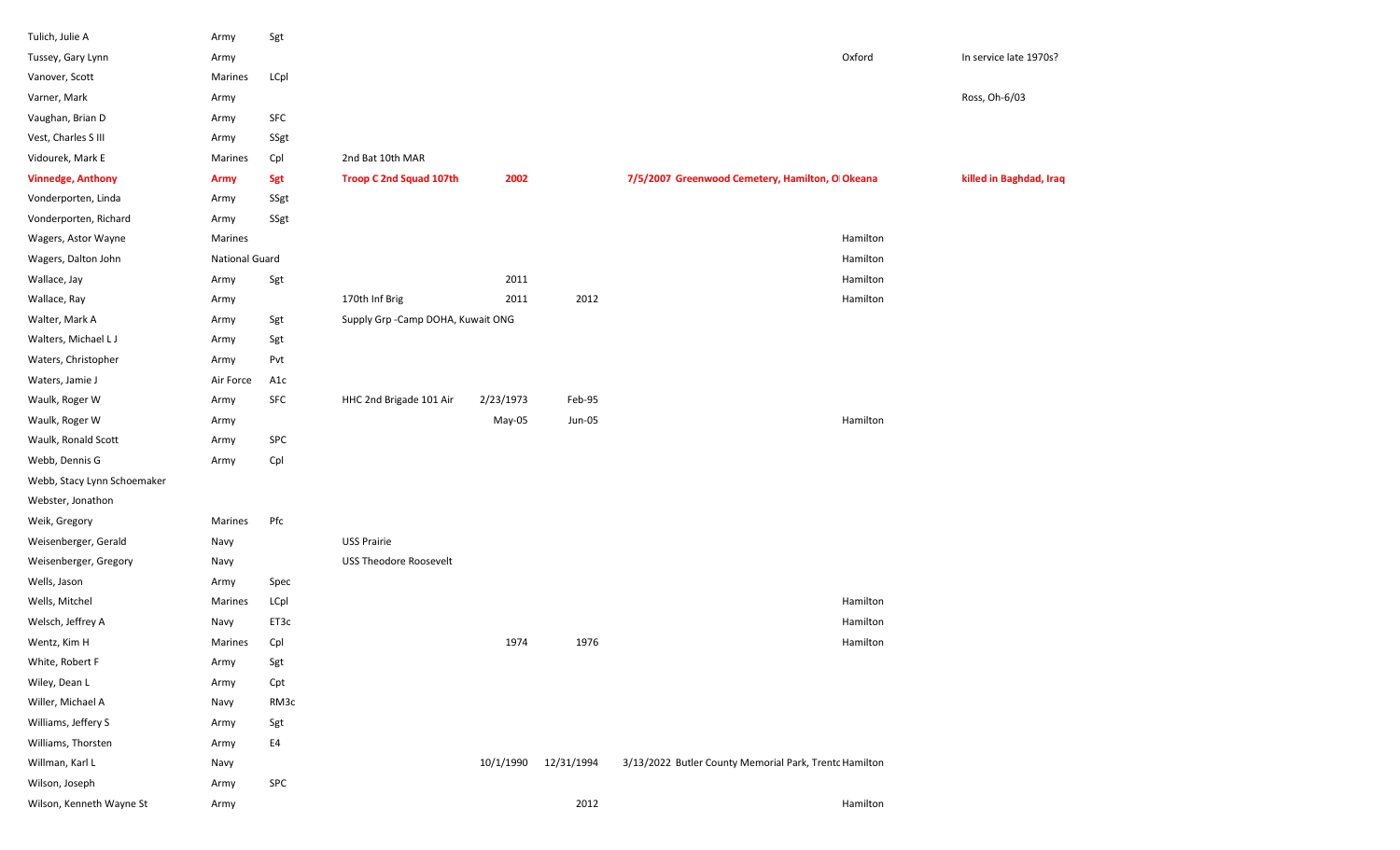| | | | | | | | | |
|---|---|---|---|---|---|---|---|---|
| Tulich, Julie A | Army | Sgt | | | | | | |
| Tussey, Gary Lynn | Army | | | | | | Oxford | In service late 1970s? |
| Vanover, Scott | Marines | LCpl | | | | | | |
| Varner, Mark | Army | | | | | | | Ross, Oh-6/03 |
| Vaughan, Brian D | Army | SFC | | | | | | |
| Vest, Charles S III | Army | SSgt | | | | | | |
| Vidourek, Mark E | Marines | Cpl | 2nd Bat 10th MAR | | | | | |
| **Vinnedge, Anthony** | **Army** | **Sgt** | **Troop C 2nd Squad 107th** | **2002** | | **7/5/2007 Greenwood Cemetery, Hamilton, O** | **Okeana** | **killed in Baghdad, Iraq** |
| Vonderporten, Linda | Army | SSgt | | | | | | |
| Vonderporten, Richard | Army | SSgt | | | | | | |
| Wagers, Astor Wayne | Marines | | | | | | Hamilton | |
| Wagers, Dalton John | National Guard | | | | | | Hamilton | |
| Wallace, Jay | Army | Sgt | | 2011 | | | Hamilton | |
| Wallace, Ray | Army | | 170th Inf Brig | 2011 | 2012 | | Hamilton | |
| Walter, Mark A | Army | Sgt | Supply Grp -Camp DOHA, Kuwait ONG | | | | | |
| Walters, Michael L J | Army | Sgt | | | | | | |
| Waters, Christopher | Army | Pvt | | | | | | |
| Waters, Jamie J | Air Force | A1c | | | | | | |
| Waulk, Roger W | Army | SFC | HHC 2nd Brigade 101 Air | 2/23/1973 | Feb-95 | | | |
| Waulk, Roger W | Army | | | May-05 | Jun-05 | | Hamilton | |
| Waulk, Ronald Scott | Army | SPC | | | | | | |
| Webb, Dennis G | Army | Cpl | | | | | | |
| Webb, Stacy Lynn Schoemaker | | | | | | | | |
| Webster, Jonathon | | | | | | | | |
| Weik, Gregory | Marines | Pfc | | | | | | |
| Weisenberger, Gerald | Navy | | USS Prairie | | | | | |
| Weisenberger, Gregory | Navy | | USS Theodore Roosevelt | | | | | |
| Wells, Jason | Army | Spec | | | | | | |
| Wells, Mitchel | Marines | LCpl | | | | | Hamilton | |
| Welsch, Jeffrey A | Navy | ET3c | | | | | Hamilton | |
| Wentz, Kim H | Marines | Cpl | | 1974 | 1976 | | Hamilton | |
| White, Robert F | Army | Sgt | | | | | | |
| Wiley, Dean L | Army | Cpt | | | | | | |
| Willer, Michael A | Navy | RM3c | | | | | | |
| Williams, Jeffery S | Army | Sgt | | | | | | |
| Williams, Thorsten | Army | E4 | | | | | | |
| Willman, Karl L | Navy | | | 10/1/1990 | 12/31/1994 | 3/13/2022 Butler County Memorial Park, Trentc | Hamilton | |
| Wilson, Joseph | Army | SPC | | | | | | |
| Wilson, Kenneth Wayne St | Army | | | | 2012 | | Hamilton | |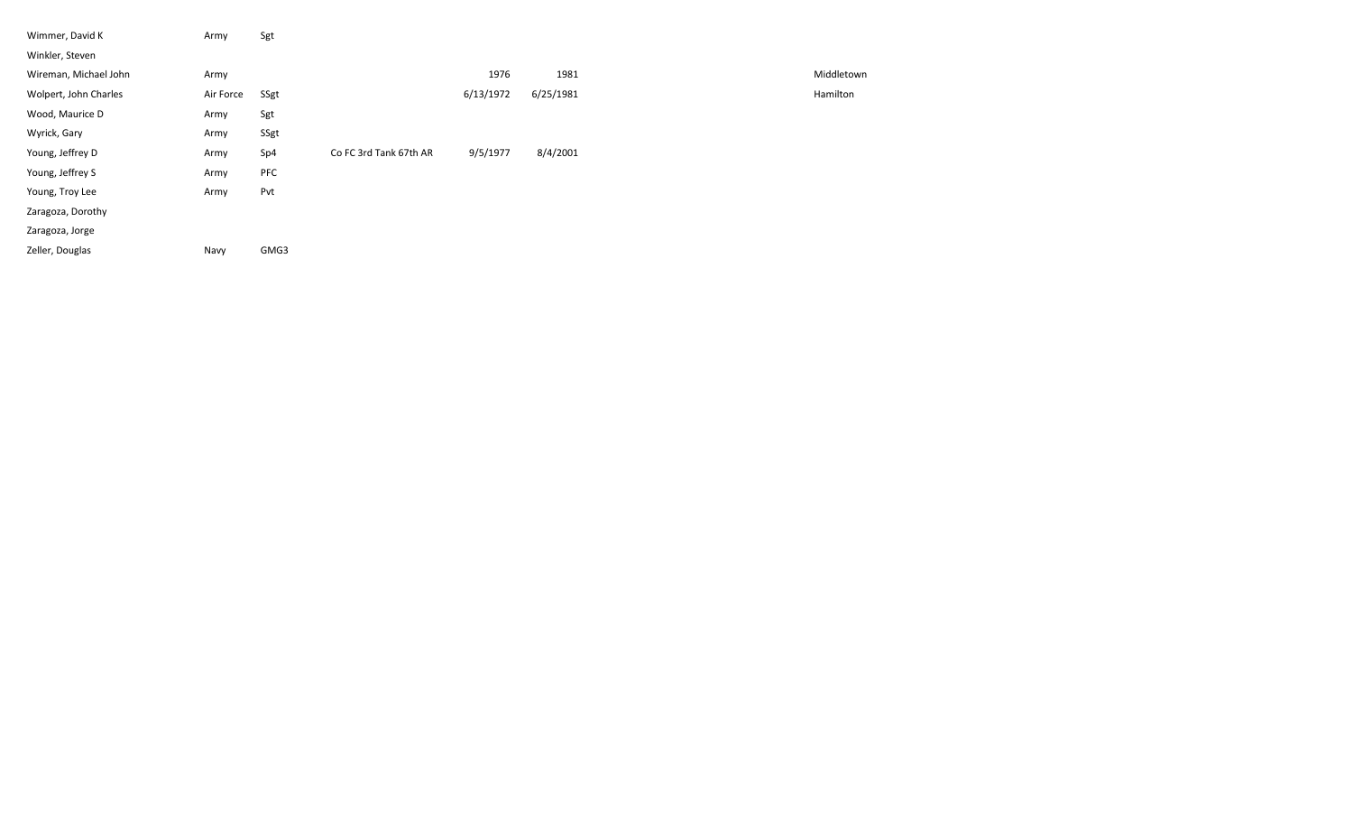| | | | | | | |
|---|---|---|---|---|---|---|
| Wimmer, David K | Army | Sgt | | | | |
| Winkler, Steven | | | | | | |
| Wireman, Michael John | Army | | | 1976 | 1981 | Middletown |
| Wolpert, John Charles | Air Force | SSgt | | 6/13/1972 | 6/25/1981 | Hamilton |
| Wood, Maurice D | Army | Sgt | | | | |
| Wyrick, Gary | Army | SSgt | | | | |
| Young, Jeffrey D | Army | Sp4 | Co FC 3rd Tank 67th AR | 9/5/1977 | 8/4/2001 | |
| Young, Jeffrey S | Army | PFC | | | | |
| Young, Troy Lee | Army | Pvt | | | | |
| Zaragoza, Dorothy | | | | | | |
| Zaragoza, Jorge | | | | | | |
| Zeller, Douglas | Navy | GMG3 | | | | |